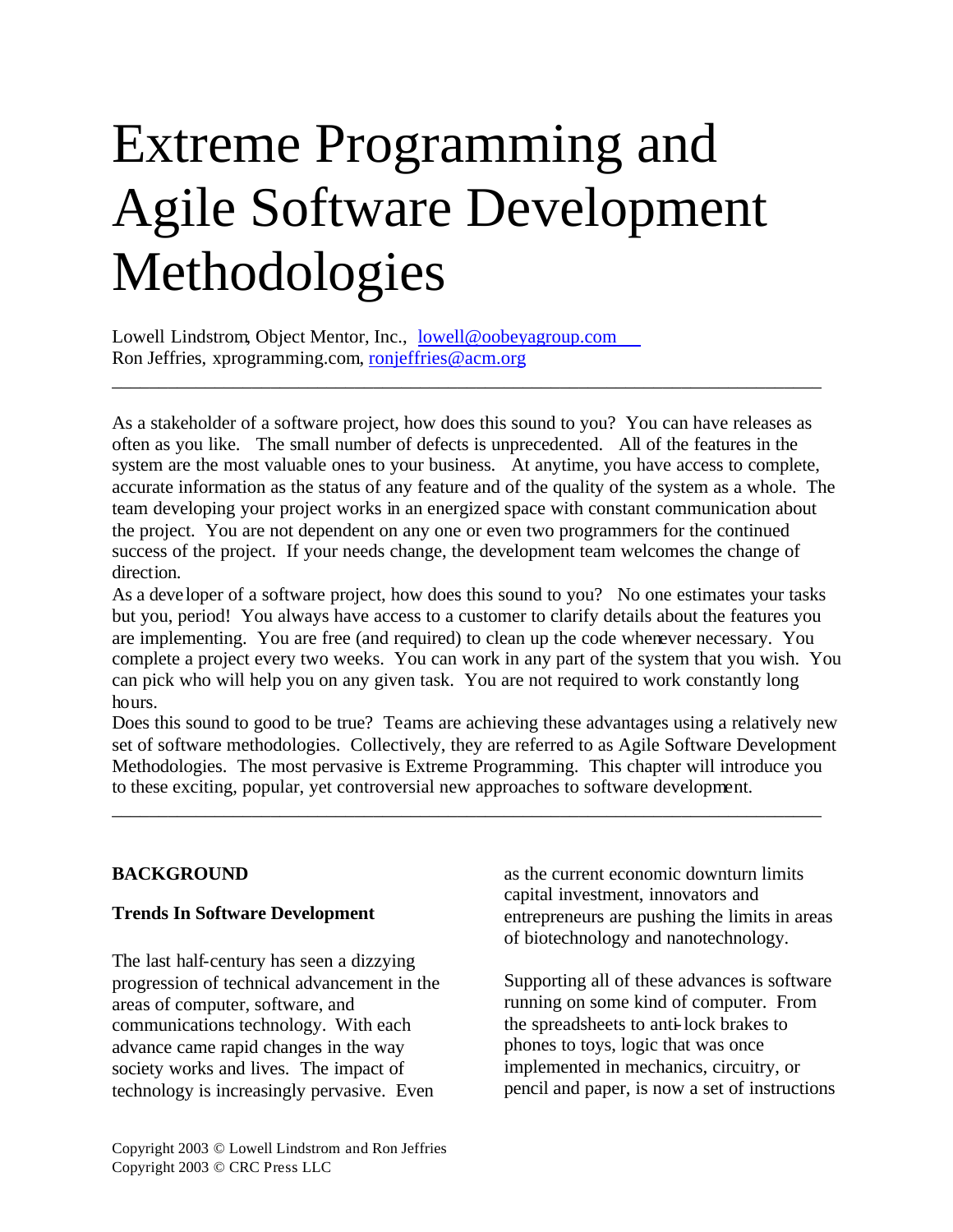# Extreme Programming and Agile Software Development Methodologies

Lowell Lindstrom, Object Mentor, Inc., lowell@oobeyagroup.com
Ron Jeffries, xprogramming.com, ronjeffries@acm.org

---

As a stakeholder of a software project, how does this sound to you? You can have releases as often as you like. The small number of defects is unprecedented. All of the features in the system are the most valuable ones to your business. At anytime, you have access to complete, accurate information as the status of any feature and of the quality of the system as a whole. The team developing your project works in an energized space with constant communication about the project. You are not dependent on any one or even two programmers for the continued success of the project. If your needs change, the development team welcomes the change of direction.

As a developer of a software project, how does this sound to you? No one estimates your tasks but you, period! You always have access to a customer to clarify details about the features you are implementing. You are free (and required) to clean up the code whenever necessary. You complete a project every two weeks. You can work in any part of the system that you wish. You can pick who will help you on any given task. You are not required to work constantly long hours.

Does this sound to good to be true? Teams are achieving these advantages using a relatively new set of software methodologies. Collectively, they are referred to as Agile Software Development Methodologies. The most pervasive is Extreme Programming. This chapter will introduce you to these exciting, popular, yet controversial new approaches to software development.

---

## BACKGROUND

### Trends In Software Development

The last half-century has seen a dizzying progression of technical advancement in the areas of computer, software, and communications technology. With each advance came rapid changes in the way society works and lives. The impact of technology is increasingly pervasive. Even as the current economic downturn limits capital investment, innovators and entrepreneurs are pushing the limits in areas of biotechnology and nanotechnology.

Supporting all of these advances is software running on some kind of computer. From the spreadsheets to anti-lock brakes to phones to toys, logic that was once implemented in mechanics, circuitry, or pencil and paper, is now a set of instructions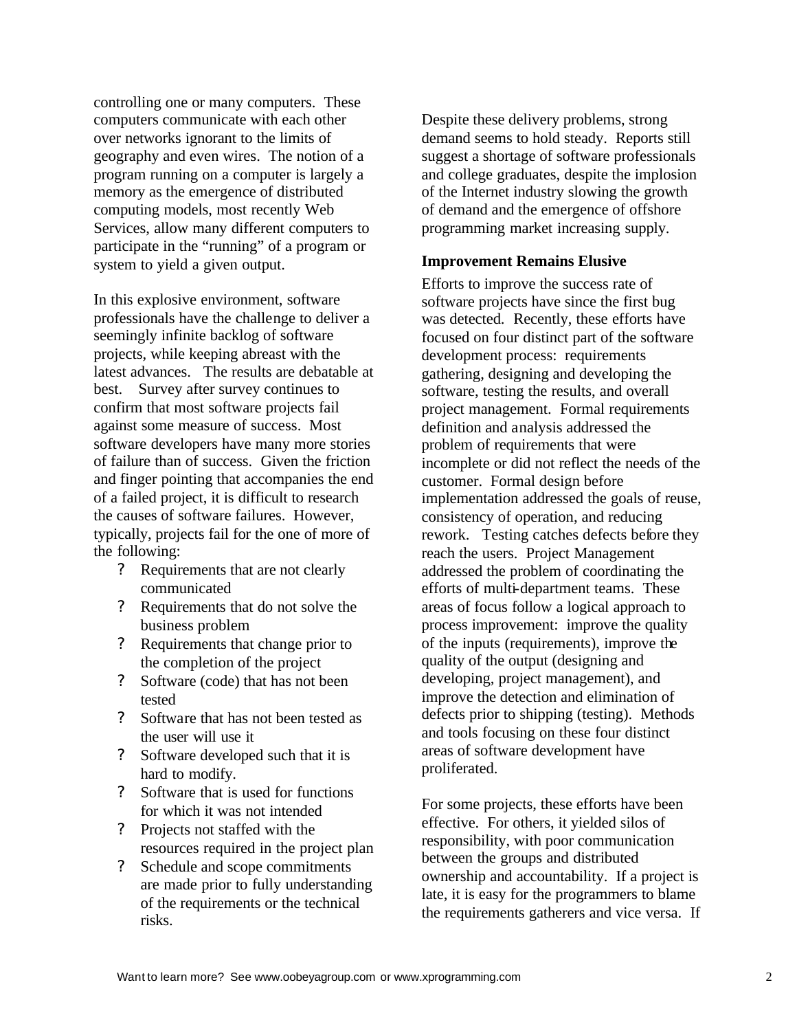controlling one or many computers. These computers communicate with each other over networks ignorant to the limits of geography and even wires. The notion of a program running on a computer is largely a memory as the emergence of distributed computing models, most recently Web Services, allow many different computers to participate in the "running" of a program or system to yield a given output.

In this explosive environment, software professionals have the challenge to deliver a seemingly infinite backlog of software projects, while keeping abreast with the latest advances. The results are debatable at best. Survey after survey continues to confirm that most software projects fail against some measure of success. Most software developers have many more stories of failure than of success. Given the friction and finger pointing that accompanies the end of a failed project, it is difficult to research the causes of software failures. However, typically, projects fail for the one of more of the following:

- Requirements that are not clearly communicated
- Requirements that do not solve the business problem
- Requirements that change prior to the completion of the project
- Software (code) that has not been tested
- Software that has not been tested as the user will use it
- Software developed such that it is hard to modify.
- Software that is used for functions for which it was not intended
- Projects not staffed with the resources required in the project plan
- Schedule and scope commitments are made prior to fully understanding of the requirements or the technical risks.

Despite these delivery problems, strong demand seems to hold steady. Reports still suggest a shortage of software professionals and college graduates, despite the implosion of the Internet industry slowing the growth of demand and the emergence of offshore programming market increasing supply.

**Improvement Remains Elusive**

Efforts to improve the success rate of software projects have since the first bug was detected. Recently, these efforts have focused on four distinct part of the software development process: requirements gathering, designing and developing the software, testing the results, and overall project management. Formal requirements definition and analysis addressed the problem of requirements that were incomplete or did not reflect the needs of the customer. Formal design before implementation addressed the goals of reuse, consistency of operation, and reducing rework. Testing catches defects before they reach the users. Project Management addressed the problem of coordinating the efforts of multi-department teams. These areas of focus follow a logical approach to process improvement: improve the quality of the inputs (requirements), improve the quality of the output (designing and developing, project management), and improve the detection and elimination of defects prior to shipping (testing). Methods and tools focusing on these four distinct areas of software development have proliferated.

For some projects, these efforts have been effective. For others, it yielded silos of responsibility, with poor communication between the groups and distributed ownership and accountability. If a project is late, it is easy for the programmers to blame the requirements gatherers and vice versa. If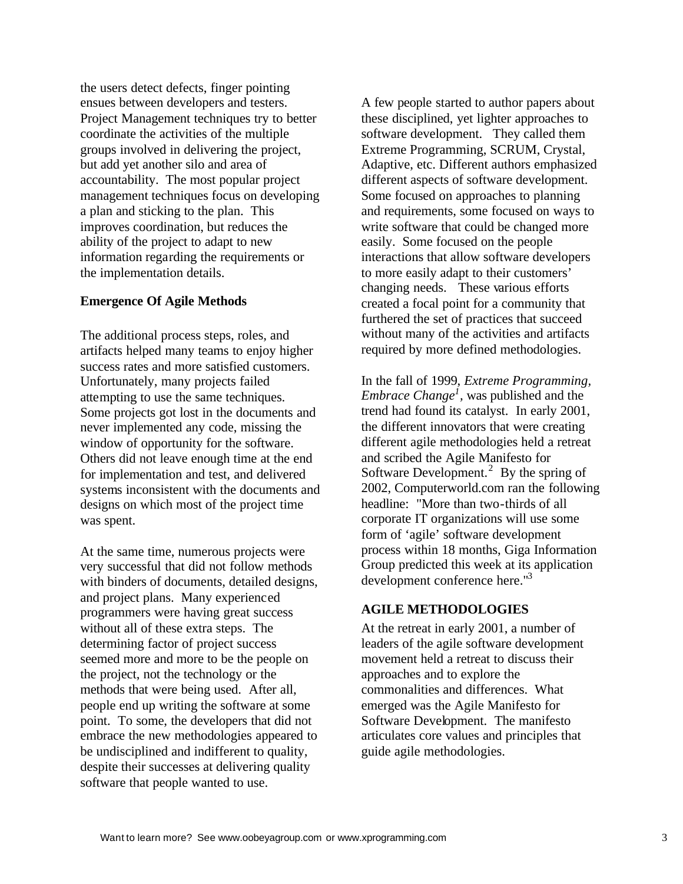the users detect defects, finger pointing ensues between developers and testers. Project Management techniques try to better coordinate the activities of the multiple groups involved in delivering the project, but add yet another silo and area of accountability. The most popular project management techniques focus on developing a plan and sticking to the plan. This improves coordination, but reduces the ability of the project to adapt to new information regarding the requirements or the implementation details.

### Emergence Of Agile Methods

The additional process steps, roles, and artifacts helped many teams to enjoy higher success rates and more satisfied customers. Unfortunately, many projects failed attempting to use the same techniques. Some projects got lost in the documents and never implemented any code, missing the window of opportunity for the software. Others did not leave enough time at the end for implementation and test, and delivered systems inconsistent with the documents and designs on which most of the project time was spent.

At the same time, numerous projects were very successful that did not follow methods with binders of documents, detailed designs, and project plans. Many experienced programmers were having great success without all of these extra steps. The determining factor of project success seemed more and more to be the people on the project, not the technology or the methods that were being used. After all, people end up writing the software at some point. To some, the developers that did not embrace the new methodologies appeared to be undisciplined and indifferent to quality, despite their successes at delivering quality software that people wanted to use.

A few people started to author papers about these disciplined, yet lighter approaches to software development. They called them Extreme Programming, SCRUM, Crystal, Adaptive, etc. Different authors emphasized different aspects of software development. Some focused on approaches to planning and requirements, some focused on ways to write software that could be changed more easily. Some focused on the people interactions that allow software developers to more easily adapt to their customers' changing needs. These various efforts created a focal point for a community that furthered the set of practices that succeed without many of the activities and artifacts required by more defined methodologies.

In the fall of 1999, *Extreme Programming, Embrace Change*[1], was published and the trend had found its catalyst. In early 2001, the different innovators that were creating different agile methodologies held a retreat and scribed the Agile Manifesto for Software Development.[2] By the spring of 2002, Computerworld.com ran the following headline: "More than two-thirds of all corporate IT organizations will use some form of 'agile' software development process within 18 months, Giga Information Group predicted this week at its application development conference here."[3]

## AGILE METHODOLOGIES

At the retreat in early 2001, a number of leaders of the agile software development movement held a retreat to discuss their approaches and to explore the commonalities and differences. What emerged was the Agile Manifesto for Software Development. The manifesto articulates core values and principles that guide agile methodologies.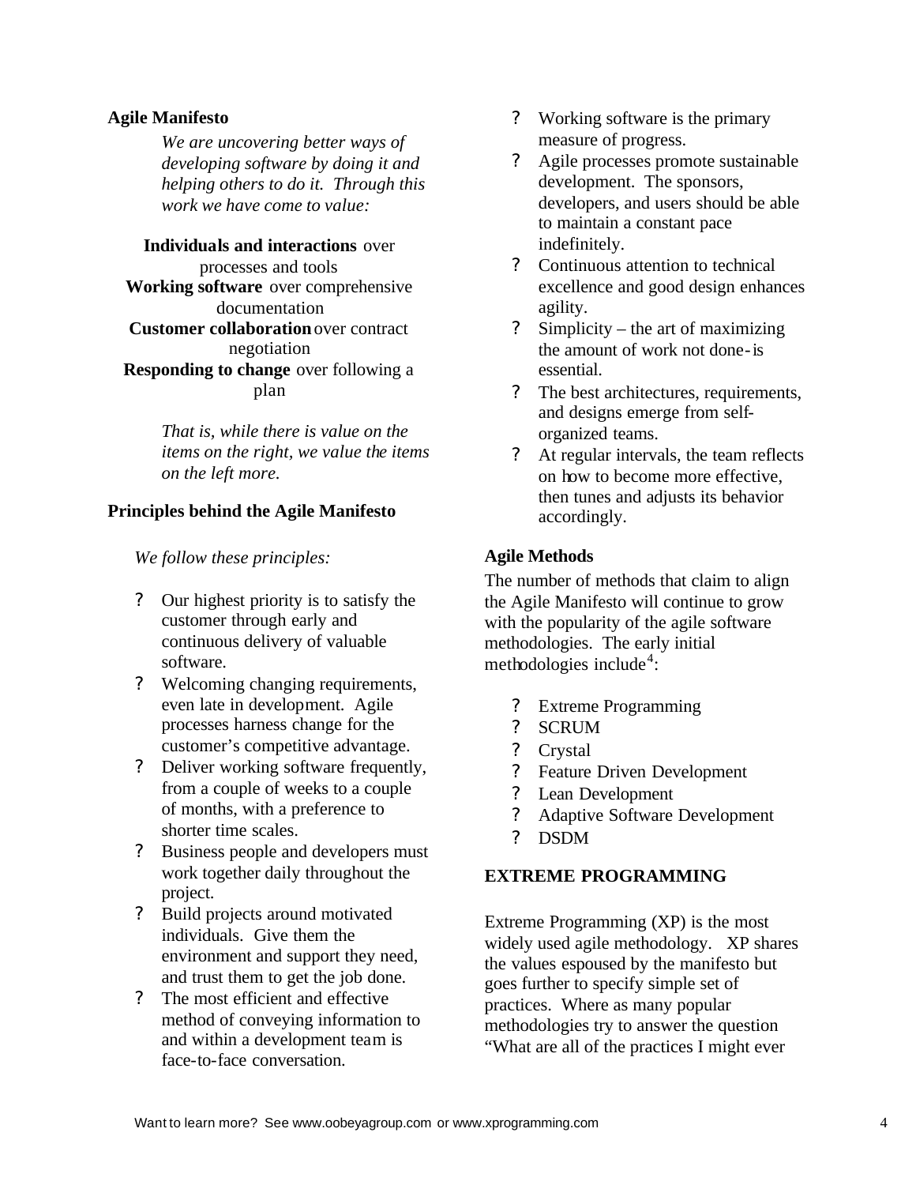**Agile Manifesto**

*We are uncovering better ways of developing software by doing it and helping others to do it. Through this work we have come to value:*

**Individuals and interactions** over processes and tools
**Working software** over comprehensive documentation
**Customer collaboration** over contract negotiation
**Responding to change** over following a plan

*That is, while there is value on the items on the right, we value the items on the left more.*

**Principles behind the Agile Manifesto**

*We follow these principles:*

- Our highest priority is to satisfy the customer through early and continuous delivery of valuable software.
- Welcoming changing requirements, even late in development. Agile processes harness change for the customer's competitive advantage.
- Deliver working software frequently, from a couple of weeks to a couple of months, with a preference to shorter time scales.
- Business people and developers must work together daily throughout the project.
- Build projects around motivated individuals. Give them the environment and support they need, and trust them to get the job done.
- The most efficient and effective method of conveying information to and within a development team is face-to-face conversation.
- Working software is the primary measure of progress.
- Agile processes promote sustainable development. The sponsors, developers, and users should be able to maintain a constant pace indefinitely.
- Continuous attention to technical excellence and good design enhances agility.
- Simplicity – the art of maximizing the amount of work not done-is essential.
- The best architectures, requirements, and designs emerge from self-organized teams.
- At regular intervals, the team reflects on how to become more effective, then tunes and adjusts its behavior accordingly.

**Agile Methods**

The number of methods that claim to align the Agile Manifesto will continue to grow with the popularity of the agile software methodologies. The early initial methodologies include[4]:

- Extreme Programming
- SCRUM
- Crystal
- Feature Driven Development
- Lean Development
- Adaptive Software Development
- DSDM

## EXTREME PROGRAMMING

Extreme Programming (XP) is the most widely used agile methodology. XP shares the values espoused by the manifesto but goes further to specify simple set of practices. Where as many popular methodologies try to answer the question "What are all of the practices I might ever

Want to learn more? See www.oobeyagroup.com or www.xprogramming.com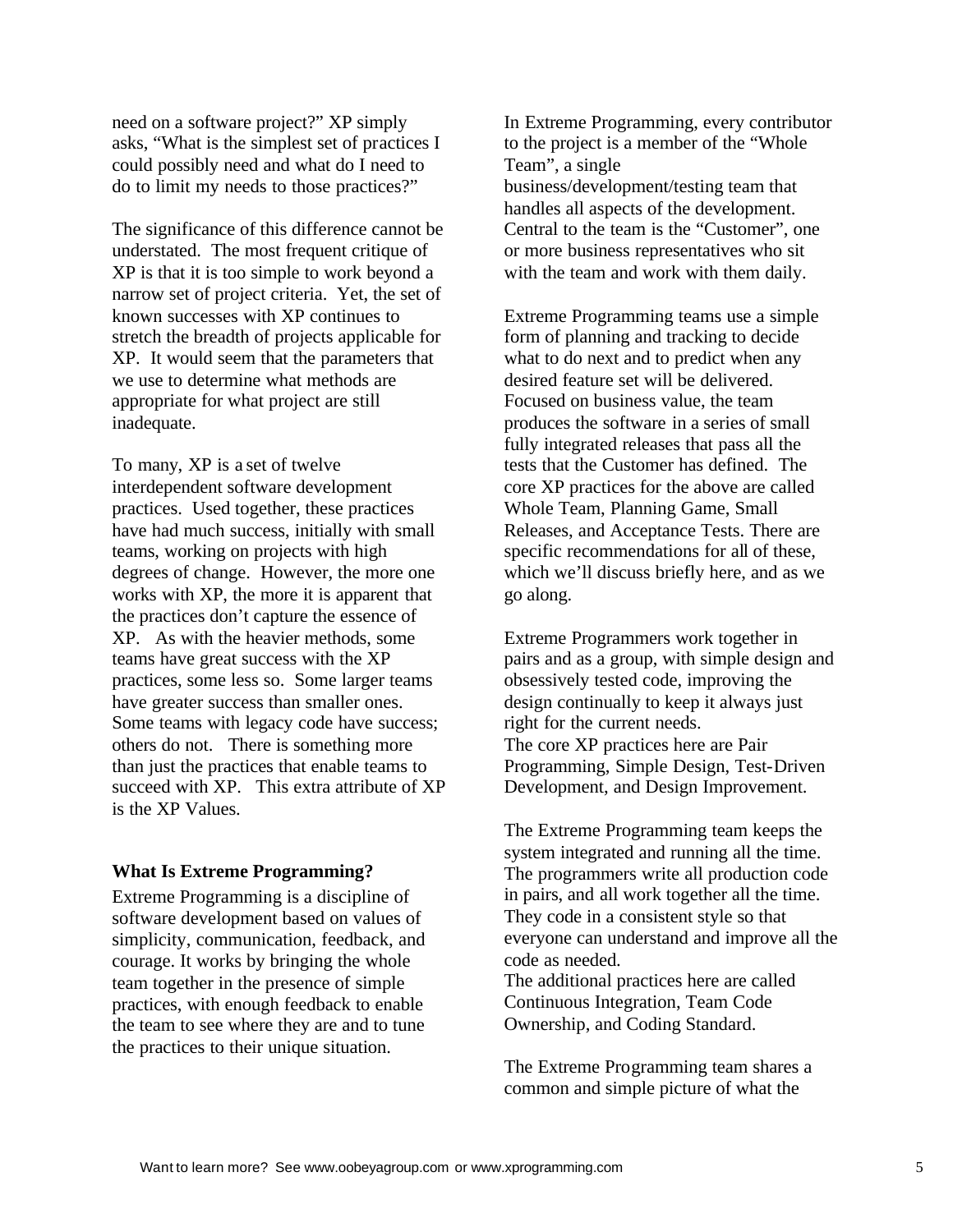need on a software project?” XP simply asks, “What is the simplest set of practices I could possibly need and what do I need to do to limit my needs to those practices?”

The significance of this difference cannot be understated. The most frequent critique of XP is that it is too simple to work beyond a narrow set of project criteria. Yet, the set of known successes with XP continues to stretch the breadth of projects applicable for XP. It would seem that the parameters that we use to determine what methods are appropriate for what project are still inadequate.

To many, XP is a set of twelve interdependent software development practices. Used together, these practices have had much success, initially with small teams, working on projects with high degrees of change. However, the more one works with XP, the more it is apparent that the practices don’t capture the essence of XP. As with the heavier methods, some teams have great success with the XP practices, some less so. Some larger teams have greater success than smaller ones. Some teams with legacy code have success; others do not. There is something more than just the practices that enable teams to succeed with XP. This extra attribute of XP is the XP Values.

### What Is Extreme Programming?

Extreme Programming is a discipline of software development based on values of simplicity, communication, feedback, and courage. It works by bringing the whole team together in the presence of simple practices, with enough feedback to enable the team to see where they are and to tune the practices to their unique situation.

In Extreme Programming, every contributor to the project is a member of the “Whole Team”, a single business/development/testing team that handles all aspects of the development. Central to the team is the “Customer”, one or more business representatives who sit with the team and work with them daily.

Extreme Programming teams use a simple form of planning and tracking to decide what to do next and to predict when any desired feature set will be delivered. Focused on business value, the team produces the software in a series of small fully integrated releases that pass all the tests that the Customer has defined. The core XP practices for the above are called Whole Team, Planning Game, Small Releases, and Acceptance Tests. There are specific recommendations for all of these, which we’ll discuss briefly here, and as we go along.

Extreme Programmers work together in pairs and as a group, with simple design and obsessively tested code, improving the design continually to keep it always just right for the current needs.
The core XP practices here are Pair Programming, Simple Design, Test-Driven Development, and Design Improvement.

The Extreme Programming team keeps the system integrated and running all the time. The programmers write all production code in pairs, and all work together all the time. They code in a consistent style so that everyone can understand and improve all the code as needed.
The additional practices here are called Continuous Integration, Team Code Ownership, and Coding Standard.

The Extreme Programming team shares a common and simple picture of what the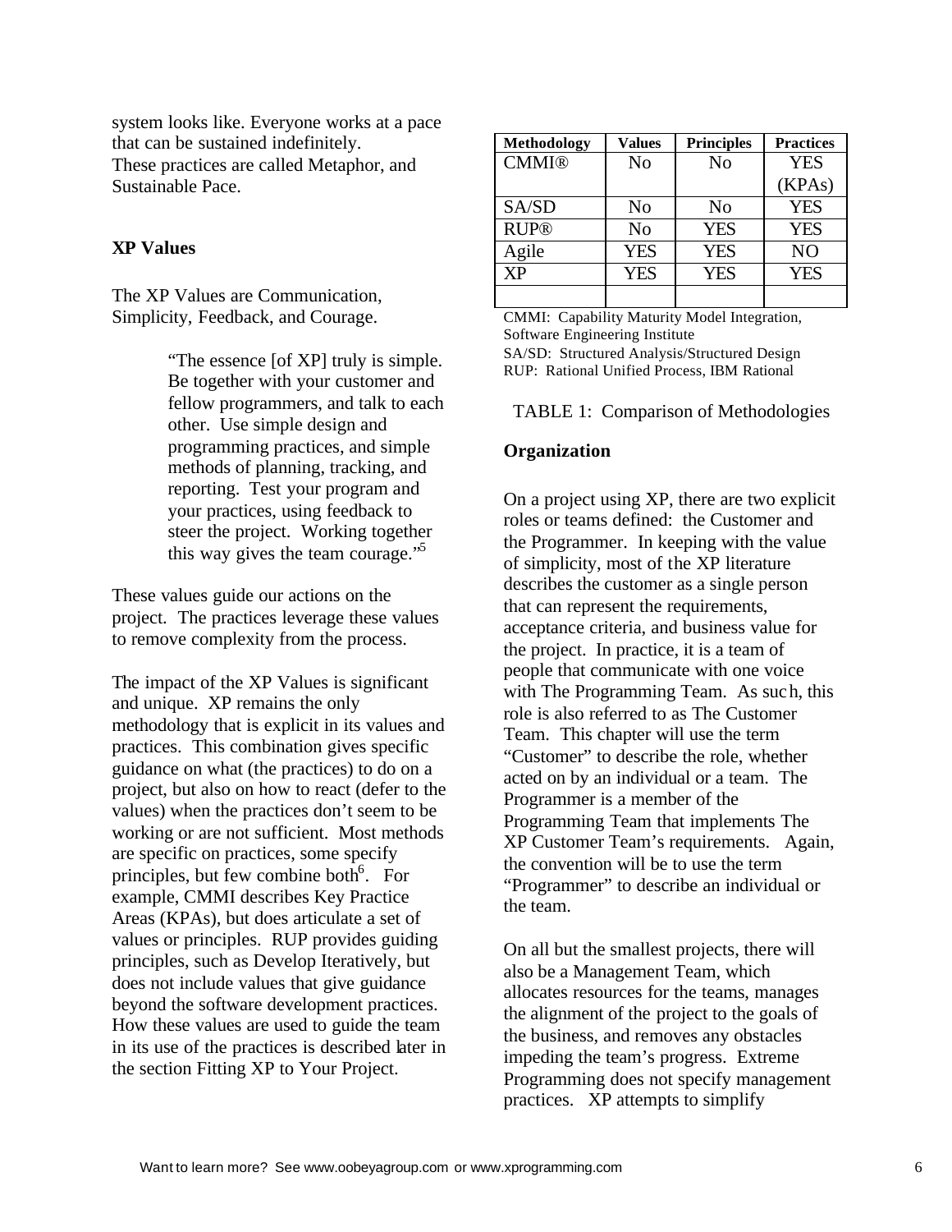system looks like. Everyone works at a pace that can be sustained indefinitely.
These practices are called Metaphor, and Sustainable Pace.

### XP Values

The XP Values are Communication, Simplicity, Feedback, and Courage.

> "The essence [of XP] truly is simple. Be together with your customer and fellow programmers, and talk to each other. Use simple design and programming practices, and simple methods of planning, tracking, and reporting. Test your program and your practices, using feedback to steer the project. Working together this way gives the team courage."[5]

These values guide our actions on the project. The practices leverage these values to remove complexity from the process.

The impact of the XP Values is significant and unique. XP remains the only methodology that is explicit in its values and practices. This combination gives specific guidance on what (the practices) to do on a project, but also on how to react (defer to the values) when the practices don't seem to be working or are not sufficient. Most methods are specific on practices, some specify principles, but few combine both[6]. For example, CMMI describes Key Practice Areas (KPAs), but does articulate a set of values or principles. RUP provides guiding principles, such as Develop Iteratively, but does not include values that give guidance beyond the software development practices. How these values are used to guide the team in its use of the practices is described later in the section Fitting XP to Your Project.

| Methodology | Values | Principles | Practices |
|---|---|---|---|
| CMMI® | No | No | YES (KPAs) |
| SA/SD | No | No | YES |
| RUP® | No | YES | YES |
| Agile | YES | YES | NO |
| XP | YES | YES | YES |
| | | | |

CMMI: Capability Maturity Model Integration, Software Engineering Institute
SA/SD: Structured Analysis/Structured Design
RUP: Rational Unified Process, IBM Rational

TABLE 1: Comparison of Methodologies

### Organization

On a project using XP, there are two explicit roles or teams defined: the Customer and the Programmer. In keeping with the value of simplicity, most of the XP literature describes the customer as a single person that can represent the requirements, acceptance criteria, and business value for the project. In practice, it is a team of people that communicate with one voice with The Programming Team. As such, this role is also referred to as The Customer Team. This chapter will use the term "Customer" to describe the role, whether acted on by an individual or a team. The Programmer is a member of the Programming Team that implements The XP Customer Team's requirements. Again, the convention will be to use the term "Programmer" to describe an individual or the team.

On all but the smallest projects, there will also be a Management Team, which allocates resources for the teams, manages the alignment of the project to the goals of the business, and removes any obstacles impeding the team's progress. Extreme Programming does not specify management practices. XP attempts to simplify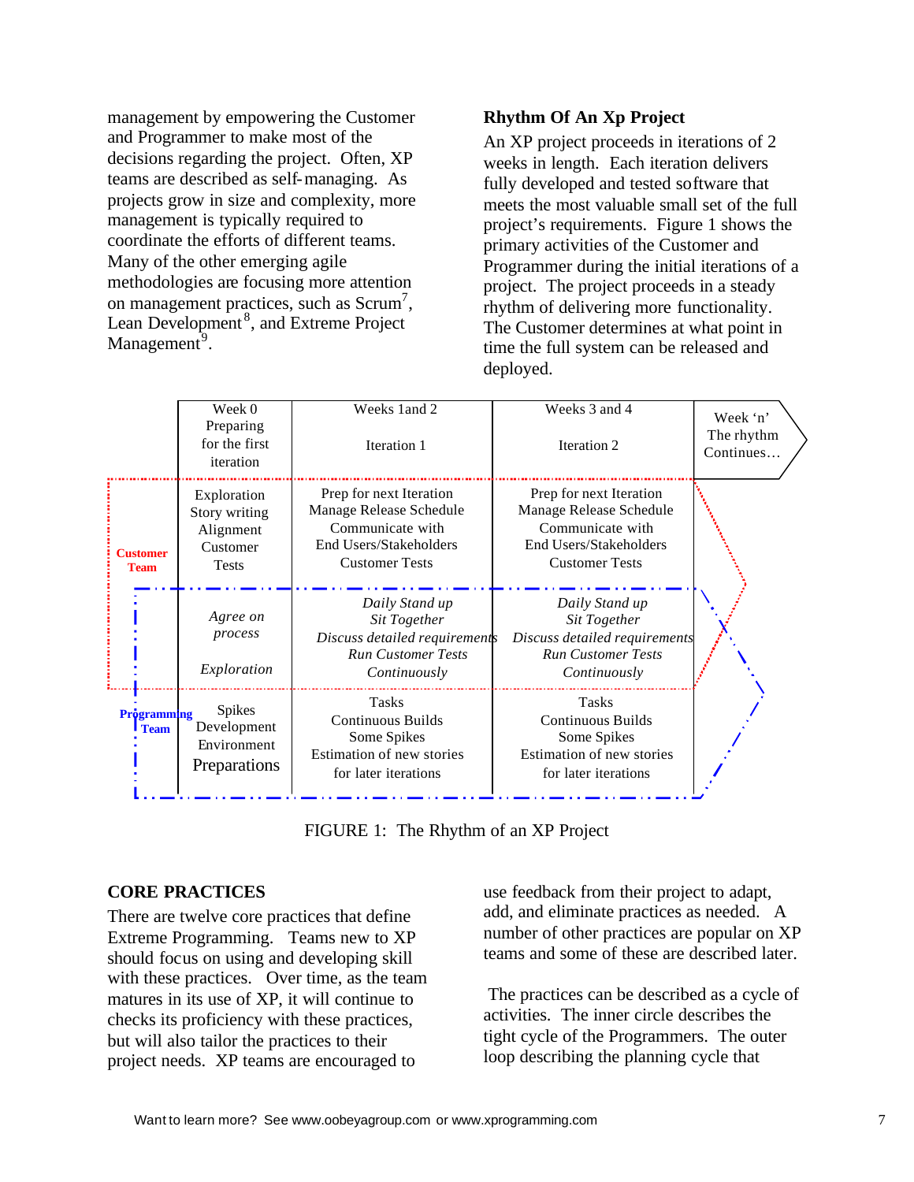management by empowering the Customer and Programmer to make most of the decisions regarding the project. Often, XP teams are described as self-managing. As projects grow in size and complexity, more management is typically required to coordinate the efforts of different teams. Many of the other emerging agile methodologies are focusing more attention on management practices, such as Scrum[7], Lean Development[8], and Extreme Project Management[9].

### Rhythm Of An Xp Project

An XP project proceeds in iterations of 2 weeks in length. Each iteration delivers fully developed and tested software that meets the most valuable small set of the full project's requirements. Figure 1 shows the primary activities of the Customer and Programmer during the initial iterations of a project. The project proceeds in a steady rhythm of delivering more functionality. The Customer determines at what point in time the full system can be released and deployed.

| | Week 0 Preparing for the first iteration | Weeks 1and 2 Iteration 1 | Weeks 3 and 4 Iteration 2 | Week 'n' The rhythm Continues… |
|---|---|---|---|---|
| **Customer Team** | Exploration Story writing Alignment Customer Tests | Prep for next Iteration Manage Release Schedule Communicate with End Users/Stakeholders Customer Tests | Prep for next Iteration Manage Release Schedule Communicate with End Users/Stakeholders Customer Tests | |
| | *Agree on process* *Exploration* | *Daily Stand up Sit Together Discuss detailed requirements Run Customer Tests Continuously* | *Daily Stand up Sit Together Discuss detailed requirements Run Customer Tests Continuously* | |
| **Programming Team** | Spikes Development Environment Preparations | Tasks Continuous Builds Some Spikes Estimation of new stories for later iterations | Tasks Continuous Builds Some Spikes Estimation of new stories for later iterations | |

FIGURE 1: The Rhythm of an XP Project

## CORE PRACTICES

There are twelve core practices that define Extreme Programming. Teams new to XP should focus on using and developing skill with these practices. Over time, as the team matures in its use of XP, it will continue to checks its proficiency with these practices, but will also tailor the practices to their project needs. XP teams are encouraged to use feedback from their project to adapt, add, and eliminate practices as needed. A number of other practices are popular on XP teams and some of these are described later.

The practices can be described as a cycle of activities. The inner circle describes the tight cycle of the Programmers. The outer loop describing the planning cycle that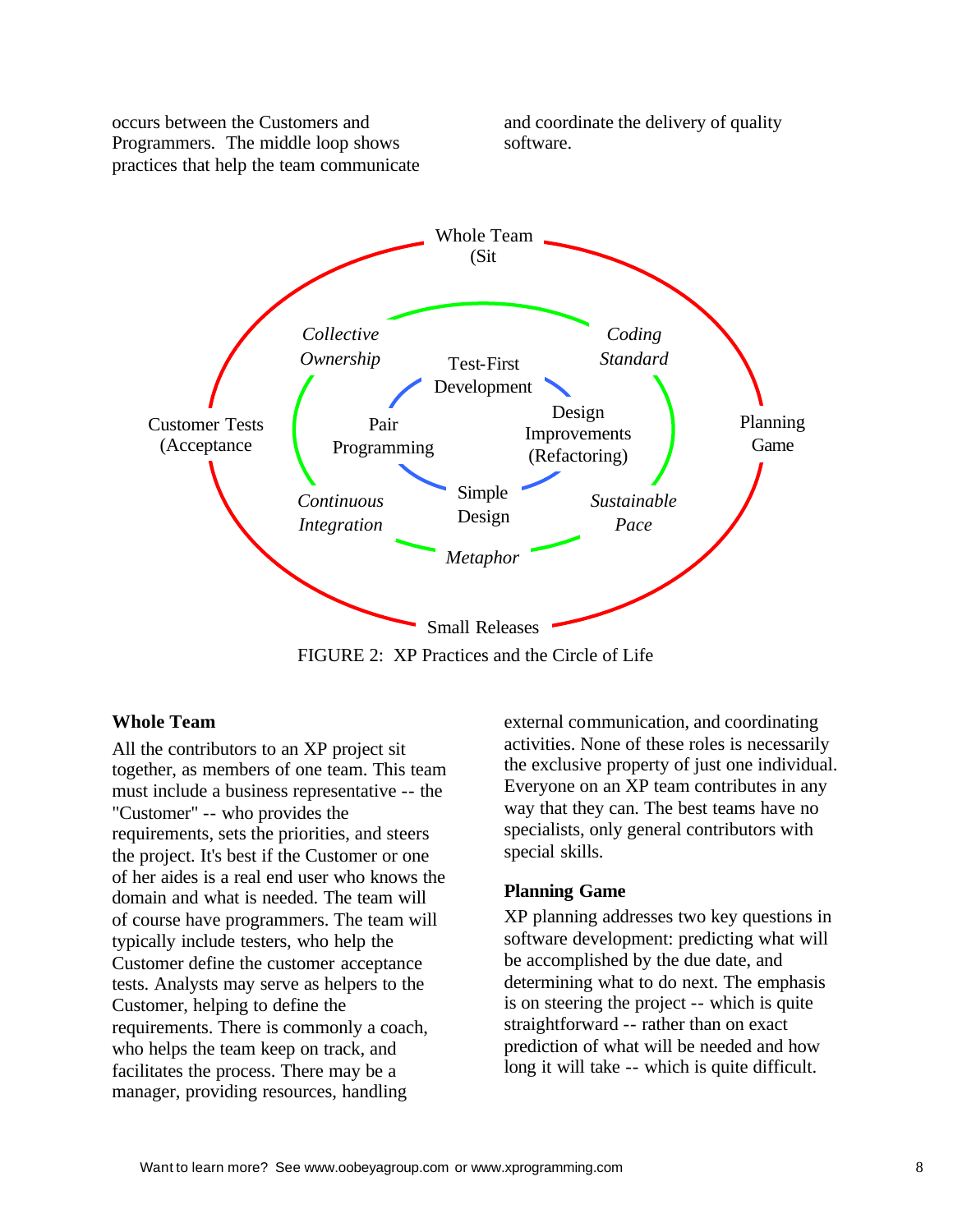occurs between the Customers and Programmers. The middle loop shows practices that help the team communicate and coordinate the delivery of quality software.

FIGURE 2: XP Practices and the Circle of Life

### Whole Team

All the contributors to an XP project sit together, as members of one team. This team must include a business representative -- the "Customer" -- who provides the requirements, sets the priorities, and steers the project. It's best if the Customer or one of her aides is a real end user who knows the domain and what is needed. The team will of course have programmers. The team will typically include testers, who help the Customer define the customer acceptance tests. Analysts may serve as helpers to the Customer, helping to define the requirements. There is commonly a coach, who helps the team keep on track, and facilitates the process. There may be a manager, providing resources, handling external communication, and coordinating activities. None of these roles is necessarily the exclusive property of just one individual. Everyone on an XP team contributes in any way that they can. The best teams have no specialists, only general contributors with special skills.

### Planning Game

XP planning addresses two key questions in software development: predicting what will be accomplished by the due date, and determining what to do next. The emphasis is on steering the project -- which is quite straightforward -- rather than on exact prediction of what will be needed and how long it will take -- which is quite difficult.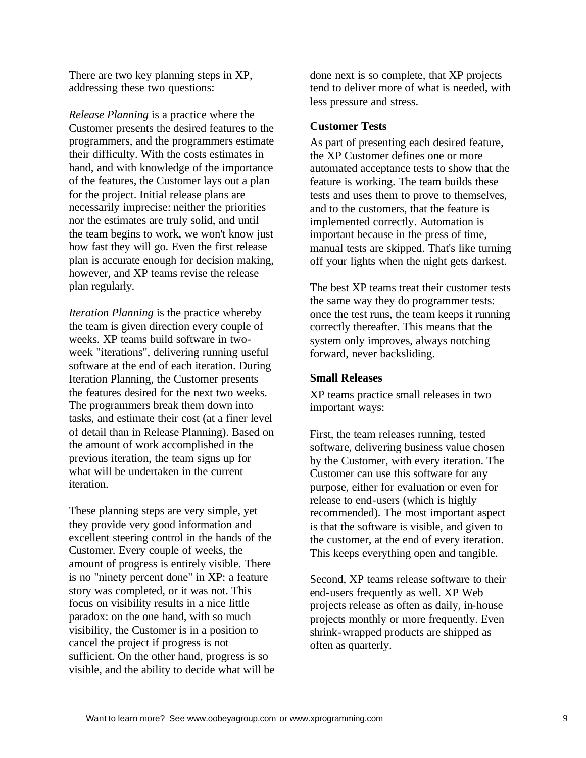There are two key planning steps in XP, addressing these two questions:

*Release Planning* is a practice where the Customer presents the desired features to the programmers, and the programmers estimate their difficulty. With the costs estimates in hand, and with knowledge of the importance of the features, the Customer lays out a plan for the project. Initial release plans are necessarily imprecise: neither the priorities nor the estimates are truly solid, and until the team begins to work, we won't know just how fast they will go. Even the first release plan is accurate enough for decision making, however, and XP teams revise the release plan regularly.

*Iteration Planning* is the practice whereby the team is given direction every couple of weeks. XP teams build software in two-week "iterations", delivering running useful software at the end of each iteration. During Iteration Planning, the Customer presents the features desired for the next two weeks. The programmers break them down into tasks, and estimate their cost (at a finer level of detail than in Release Planning). Based on the amount of work accomplished in the previous iteration, the team signs up for what will be undertaken in the current iteration.

These planning steps are very simple, yet they provide very good information and excellent steering control in the hands of the Customer. Every couple of weeks, the amount of progress is entirely visible. There is no "ninety percent done" in XP: a feature story was completed, or it was not. This focus on visibility results in a nice little paradox: on the one hand, with so much visibility, the Customer is in a position to cancel the project if progress is not sufficient. On the other hand, progress is so visible, and the ability to decide what will be done next is so complete, that XP projects tend to deliver more of what is needed, with less pressure and stress.

### Customer Tests

As part of presenting each desired feature, the XP Customer defines one or more automated acceptance tests to show that the feature is working. The team builds these tests and uses them to prove to themselves, and to the customers, that the feature is implemented correctly. Automation is important because in the press of time, manual tests are skipped. That's like turning off your lights when the night gets darkest.

The best XP teams treat their customer tests the same way they do programmer tests: once the test runs, the team keeps it running correctly thereafter. This means that the system only improves, always notching forward, never backsliding.

### Small Releases

XP teams practice small releases in two important ways:

First, the team releases running, tested software, delivering business value chosen by the Customer, with every iteration. The Customer can use this software for any purpose, either for evaluation or even for release to end-users (which is highly recommended). The most important aspect is that the software is visible, and given to the customer, at the end of every iteration. This keeps everything open and tangible.

Second, XP teams release software to their end-users frequently as well. XP Web projects release as often as daily, in-house projects monthly or more frequently. Even shrink-wrapped products are shipped as often as quarterly.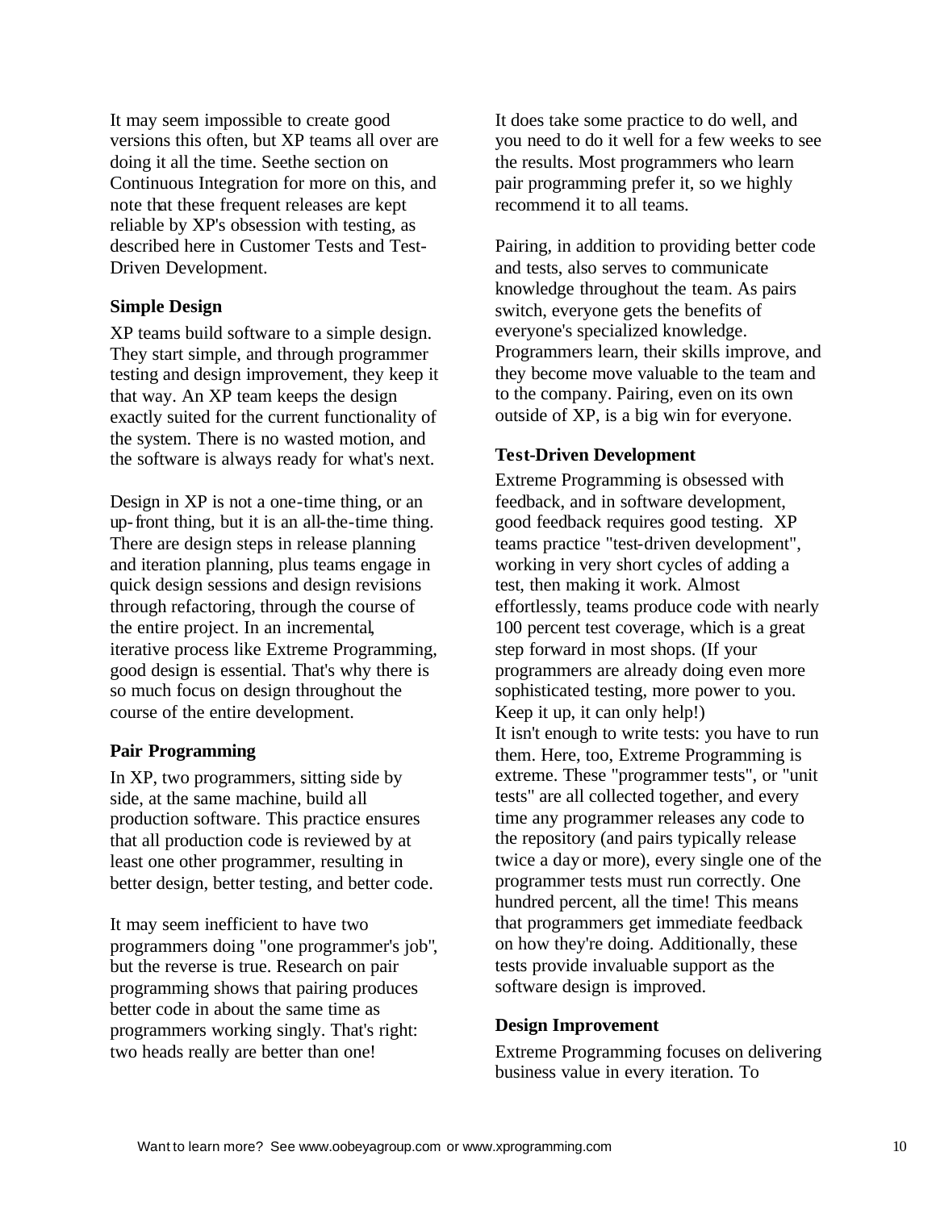It may seem impossible to create good versions this often, but XP teams all over are doing it all the time. Seethe section on Continuous Integration for more on this, and note that these frequent releases are kept reliable by XP's obsession with testing, as described here in Customer Tests and Test-Driven Development.

### Simple Design

XP teams build software to a simple design. They start simple, and through programmer testing and design improvement, they keep it that way. An XP team keeps the design exactly suited for the current functionality of the system. There is no wasted motion, and the software is always ready for what's next.

Design in XP is not a one-time thing, or an up-front thing, but it is an all-the-time thing. There are design steps in release planning and iteration planning, plus teams engage in quick design sessions and design revisions through refactoring, through the course of the entire project. In an incremental, iterative process like Extreme Programming, good design is essential. That's why there is so much focus on design throughout the course of the entire development.

### Pair Programming

In XP, two programmers, sitting side by side, at the same machine, build all production software. This practice ensures that all production code is reviewed by at least one other programmer, resulting in better design, better testing, and better code.

It may seem inefficient to have two programmers doing "one programmer's job", but the reverse is true. Research on pair programming shows that pairing produces better code in about the same time as programmers working singly. That's right: two heads really are better than one!

It does take some practice to do well, and you need to do it well for a few weeks to see the results. Most programmers who learn pair programming prefer it, so we highly recommend it to all teams.

Pairing, in addition to providing better code and tests, also serves to communicate knowledge throughout the team. As pairs switch, everyone gets the benefits of everyone's specialized knowledge. Programmers learn, their skills improve, and they become move valuable to the team and to the company. Pairing, even on its own outside of XP, is a big win for everyone.

### Test-Driven Development

Extreme Programming is obsessed with feedback, and in software development, good feedback requires good testing. XP teams practice "test-driven development", working in very short cycles of adding a test, then making it work. Almost effortlessly, teams produce code with nearly 100 percent test coverage, which is a great step forward in most shops. (If your programmers are already doing even more sophisticated testing, more power to you. Keep it up, it can only help!)
It isn't enough to write tests: you have to run them. Here, too, Extreme Programming is extreme. These "programmer tests", or "unit tests" are all collected together, and every time any programmer releases any code to the repository (and pairs typically release twice a day or more), every single one of the programmer tests must run correctly. One hundred percent, all the time! This means that programmers get immediate feedback on how they're doing. Additionally, these tests provide invaluable support as the software design is improved.

### Design Improvement

Extreme Programming focuses on delivering business value in every iteration. To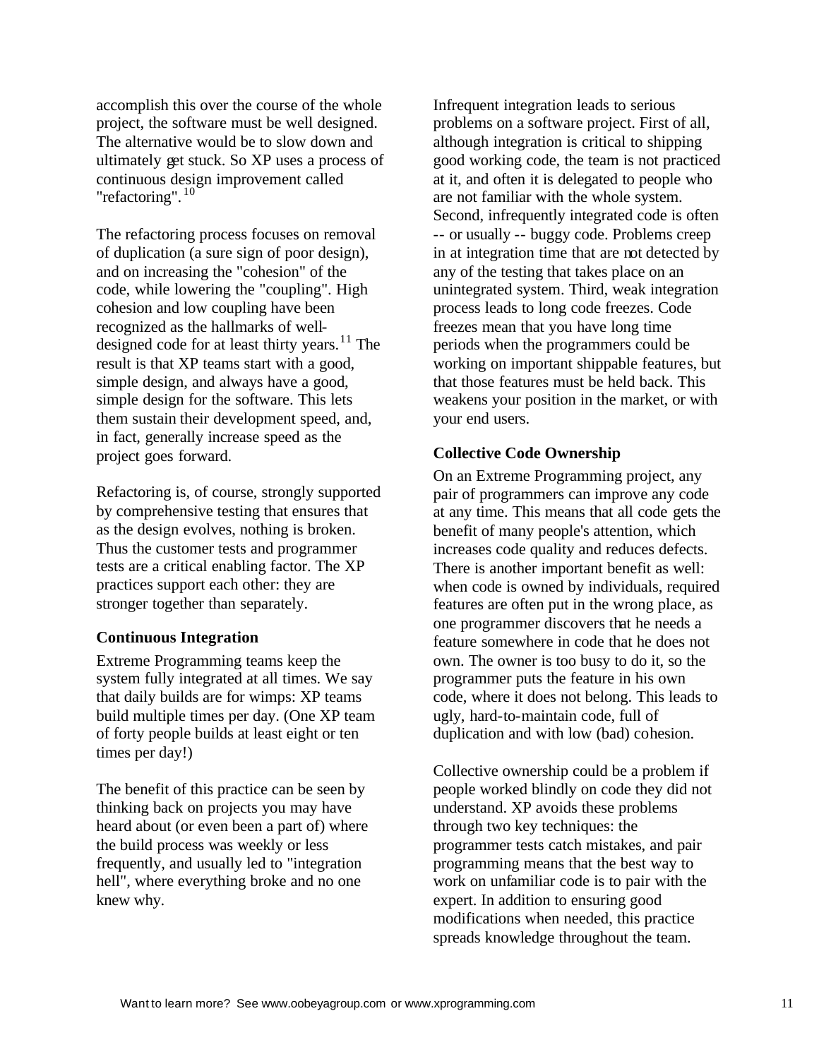accomplish this over the course of the whole project, the software must be well designed. The alternative would be to slow down and ultimately get stuck. So XP uses a process of continuous design improvement called "refactoring".[10]

The refactoring process focuses on removal of duplication (a sure sign of poor design), and on increasing the "cohesion" of the code, while lowering the "coupling". High cohesion and low coupling have been recognized as the hallmarks of well-designed code for at least thirty years.[11] The result is that XP teams start with a good, simple design, and always have a good, simple design for the software. This lets them sustain their development speed, and, in fact, generally increase speed as the project goes forward.

Refactoring is, of course, strongly supported by comprehensive testing that ensures that as the design evolves, nothing is broken. Thus the customer tests and programmer tests are a critical enabling factor. The XP practices support each other: they are stronger together than separately.

**Continuous Integration**

Extreme Programming teams keep the system fully integrated at all times. We say that daily builds are for wimps: XP teams build multiple times per day. (One XP team of forty people builds at least eight or ten times per day!)

The benefit of this practice can be seen by thinking back on projects you may have heard about (or even been a part of) where the build process was weekly or less frequently, and usually led to "integration hell", where everything broke and no one knew why.

Infrequent integration leads to serious problems on a software project. First of all, although integration is critical to shipping good working code, the team is not practiced at it, and often it is delegated to people who are not familiar with the whole system. Second, infrequently integrated code is often -- or usually -- buggy code. Problems creep in at integration time that are not detected by any of the testing that takes place on an unintegrated system. Third, weak integration process leads to long code freezes. Code freezes mean that you have long time periods when the programmers could be working on important shippable features, but that those features must be held back. This weakens your position in the market, or with your end users.

**Collective Code Ownership**

On an Extreme Programming project, any pair of programmers can improve any code at any time. This means that all code gets the benefit of many people's attention, which increases code quality and reduces defects. There is another important benefit as well: when code is owned by individuals, required features are often put in the wrong place, as one programmer discovers that he needs a feature somewhere in code that he does not own. The owner is too busy to do it, so the programmer puts the feature in his own code, where it does not belong. This leads to ugly, hard-to-maintain code, full of duplication and with low (bad) cohesion.

Collective ownership could be a problem if people worked blindly on code they did not understand. XP avoids these problems through two key techniques: the programmer tests catch mistakes, and pair programming means that the best way to work on unfamiliar code is to pair with the expert. In addition to ensuring good modifications when needed, this practice spreads knowledge throughout the team.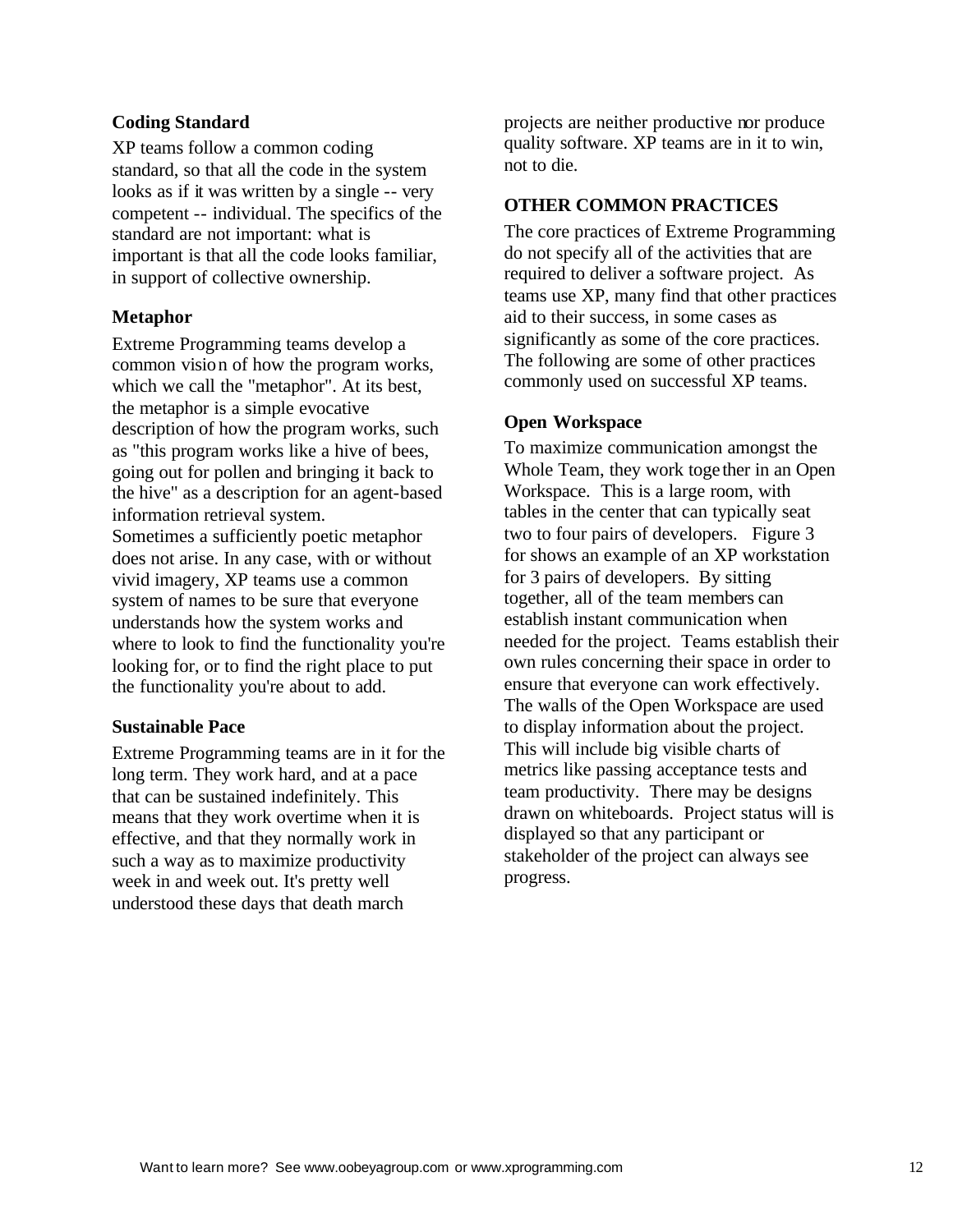### Coding Standard

XP teams follow a common coding standard, so that all the code in the system looks as if it was written by a single -- very competent -- individual. The specifics of the standard are not important: what is important is that all the code looks familiar, in support of collective ownership.

### Metaphor

Extreme Programming teams develop a common vision of how the program works, which we call the "metaphor". At its best, the metaphor is a simple evocative description of how the program works, such as "this program works like a hive of bees, going out for pollen and bringing it back to the hive" as a description for an agent-based information retrieval system.
Sometimes a sufficiently poetic metaphor does not arise. In any case, with or without vivid imagery, XP teams use a common system of names to be sure that everyone understands how the system works and where to look to find the functionality you're looking for, or to find the right place to put the functionality you're about to add.

### Sustainable Pace

Extreme Programming teams are in it for the long term. They work hard, and at a pace that can be sustained indefinitely. This means that they work overtime when it is effective, and that they normally work in such a way as to maximize productivity week in and week out. It's pretty well understood these days that death march projects are neither productive nor produce quality software. XP teams are in it to win, not to die.

## OTHER COMMON PRACTICES

The core practices of Extreme Programming do not specify all of the activities that are required to deliver a software project. As teams use XP, many find that other practices aid to their success, in some cases as significantly as some of the core practices. The following are some of other practices commonly used on successful XP teams.

### Open Workspace

To maximize communication amongst the Whole Team, they work together in an Open Workspace. This is a large room, with tables in the center that can typically seat two to four pairs of developers. Figure 3 for shows an example of an XP workstation for 3 pairs of developers. By sitting together, all of the team members can establish instant communication when needed for the project. Teams establish their own rules concerning their space in order to ensure that everyone can work effectively. The walls of the Open Workspace are used to display information about the project. This will include big visible charts of metrics like passing acceptance tests and team productivity. There may be designs drawn on whiteboards. Project status will is displayed so that any participant or stakeholder of the project can always see progress.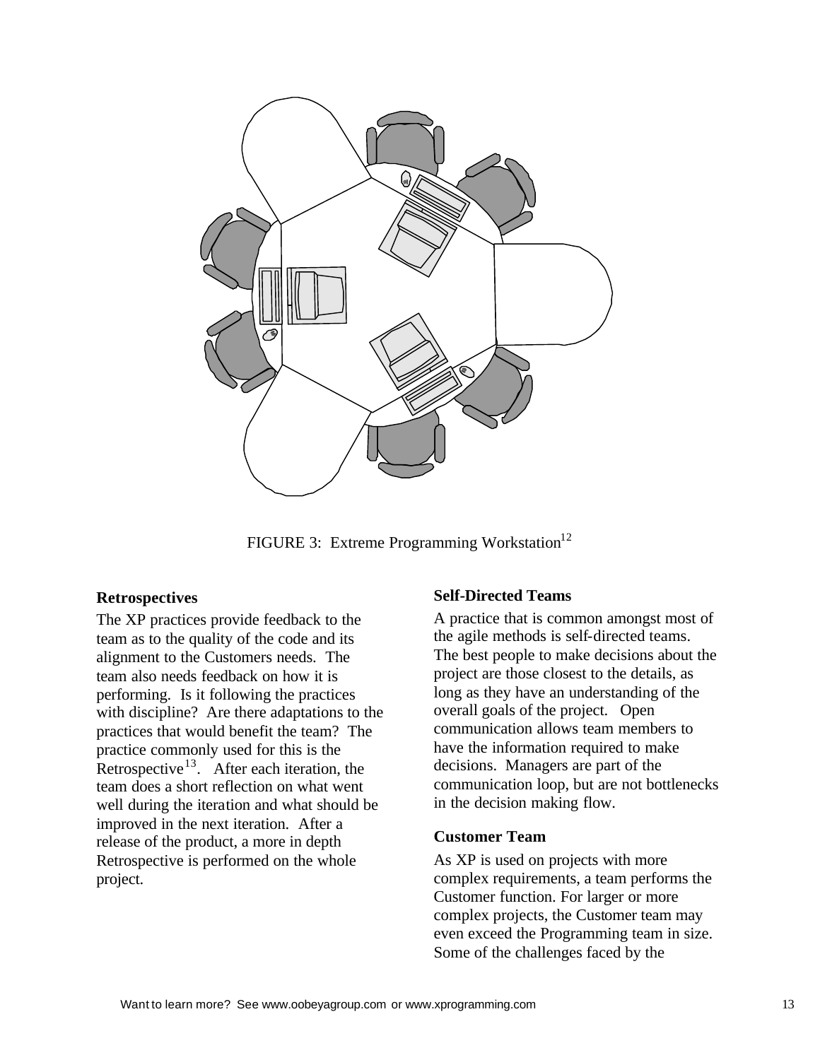FIGURE 3: Extreme Programming Workstation[12]

### Retrospectives

The XP practices provide feedback to the team as to the quality of the code and its alignment to the Customers needs. The team also needs feedback on how it is performing. Is it following the practices with discipline? Are there adaptations to the practices that would benefit the team? The practice commonly used for this is the Retrospective[13]. After each iteration, the team does a short reflection on what went well during the iteration and what should be improved in the next iteration. After a release of the product, a more in depth Retrospective is performed on the whole project.

### Self-Directed Teams

A practice that is common amongst most of the agile methods is self-directed teams. The best people to make decisions about the project are those closest to the details, as long as they have an understanding of the overall goals of the project. Open communication allows team members to have the information required to make decisions. Managers are part of the communication loop, but are not bottlenecks in the decision making flow.

### Customer Team

As XP is used on projects with more complex requirements, a team performs the Customer function. For larger or more complex projects, the Customer team may even exceed the Programming team in size. Some of the challenges faced by the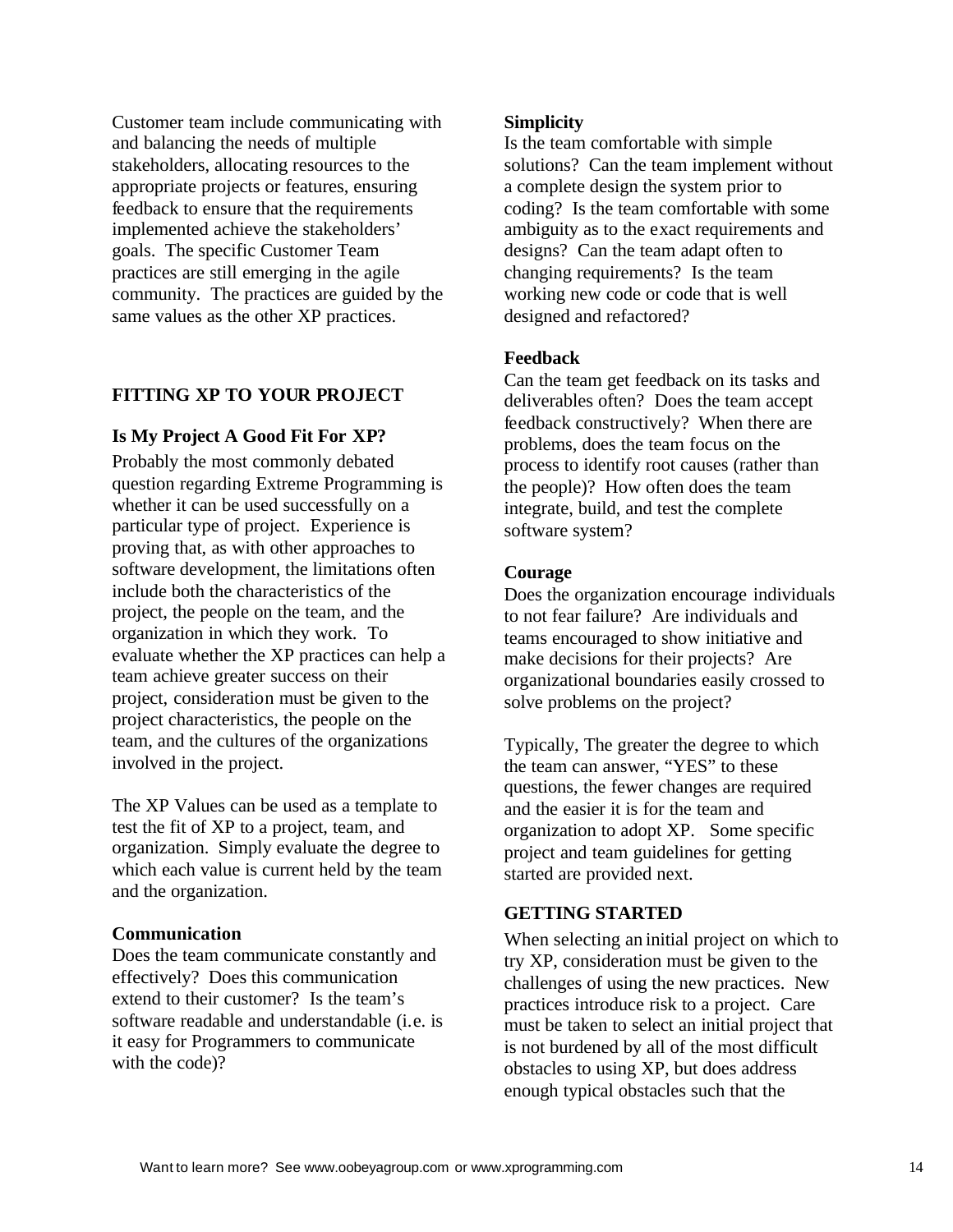Customer team include communicating with and balancing the needs of multiple stakeholders, allocating resources to the appropriate projects or features, ensuring feedback to ensure that the requirements implemented achieve the stakeholders' goals. The specific Customer Team practices are still emerging in the agile community. The practices are guided by the same values as the other XP practices.

## FITTING XP TO YOUR PROJECT

### Is My Project A Good Fit For XP?

Probably the most commonly debated question regarding Extreme Programming is whether it can be used successfully on a particular type of project. Experience is proving that, as with other approaches to software development, the limitations often include both the characteristics of the project, the people on the team, and the organization in which they work. To evaluate whether the XP practices can help a team achieve greater success on their project, consideration must be given to the project characteristics, the people on the team, and the cultures of the organizations involved in the project.

The XP Values can be used as a template to test the fit of XP to a project, team, and organization. Simply evaluate the degree to which each value is current held by the team and the organization.

**Communication**

Does the team communicate constantly and effectively? Does this communication extend to their customer? Is the team's software readable and understandable (i.e. is it easy for Programmers to communicate with the code)?

**Simplicity**

Is the team comfortable with simple solutions? Can the team implement without a complete design the system prior to coding? Is the team comfortable with some ambiguity as to the exact requirements and designs? Can the team adapt often to changing requirements? Is the team working new code or code that is well designed and refactored?

**Feedback**

Can the team get feedback on its tasks and deliverables often? Does the team accept feedback constructively? When there are problems, does the team focus on the process to identify root causes (rather than the people)? How often does the team integrate, build, and test the complete software system?

**Courage**

Does the organization encourage individuals to not fear failure? Are individuals and teams encouraged to show initiative and make decisions for their projects? Are organizational boundaries easily crossed to solve problems on the project?

Typically, The greater the degree to which the team can answer, "YES" to these questions, the fewer changes are required and the easier it is for the team and organization to adopt XP. Some specific project and team guidelines for getting started are provided next.

## GETTING STARTED

When selecting an initial project on which to try XP, consideration must be given to the challenges of using the new practices. New practices introduce risk to a project. Care must be taken to select an initial project that is not burdened by all of the most difficult obstacles to using XP, but does address enough typical obstacles such that the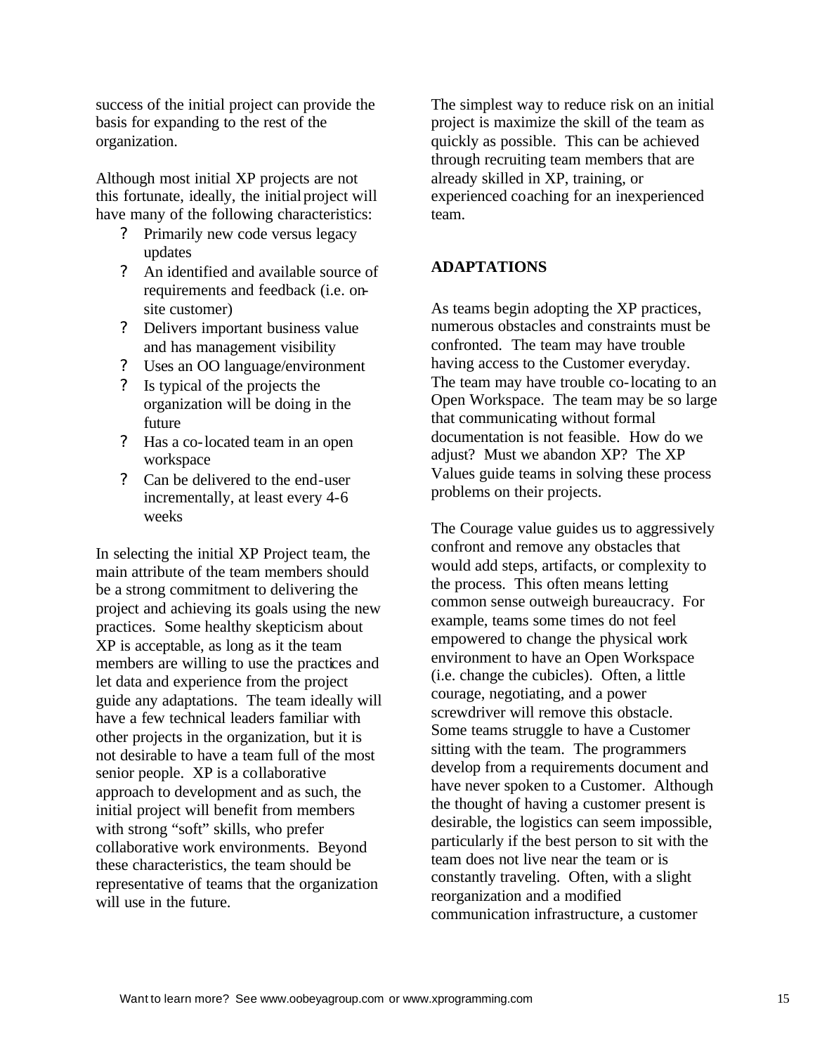success of the initial project can provide the basis for expanding to the rest of the organization.

Although most initial XP projects are not this fortunate, ideally, the initial project will have many of the following characteristics:

- Primarily new code versus legacy updates
- An identified and available source of requirements and feedback (i.e. on-site customer)
- Delivers important business value and has management visibility
- Uses an OO language/environment
- Is typical of the projects the organization will be doing in the future
- Has a co-located team in an open workspace
- Can be delivered to the end-user incrementally, at least every 4-6 weeks

In selecting the initial XP Project team, the main attribute of the team members should be a strong commitment to delivering the project and achieving its goals using the new practices. Some healthy skepticism about XP is acceptable, as long as it the team members are willing to use the practices and let data and experience from the project guide any adaptations. The team ideally will have a few technical leaders familiar with other projects in the organization, but it is not desirable to have a team full of the most senior people. XP is a collaborative approach to development and as such, the initial project will benefit from members with strong "soft" skills, who prefer collaborative work environments. Beyond these characteristics, the team should be representative of teams that the organization will use in the future.

The simplest way to reduce risk on an initial project is maximize the skill of the team as quickly as possible. This can be achieved through recruiting team members that are already skilled in XP, training, or experienced coaching for an inexperienced team.

## ADAPTATIONS

As teams begin adopting the XP practices, numerous obstacles and constraints must be confronted. The team may have trouble having access to the Customer everyday. The team may have trouble co-locating to an Open Workspace. The team may be so large that communicating without formal documentation is not feasible. How do we adjust? Must we abandon XP? The XP Values guide teams in solving these process problems on their projects.

The Courage value guides us to aggressively confront and remove any obstacles that would add steps, artifacts, or complexity to the process. This often means letting common sense outweigh bureaucracy. For example, teams some times do not feel empowered to change the physical work environment to have an Open Workspace (i.e. change the cubicles). Often, a little courage, negotiating, and a power screwdriver will remove this obstacle. Some teams struggle to have a Customer sitting with the team. The programmers develop from a requirements document and have never spoken to a Customer. Although the thought of having a customer present is desirable, the logistics can seem impossible, particularly if the best person to sit with the team does not live near the team or is constantly traveling. Often, with a slight reorganization and a modified communication infrastructure, a customer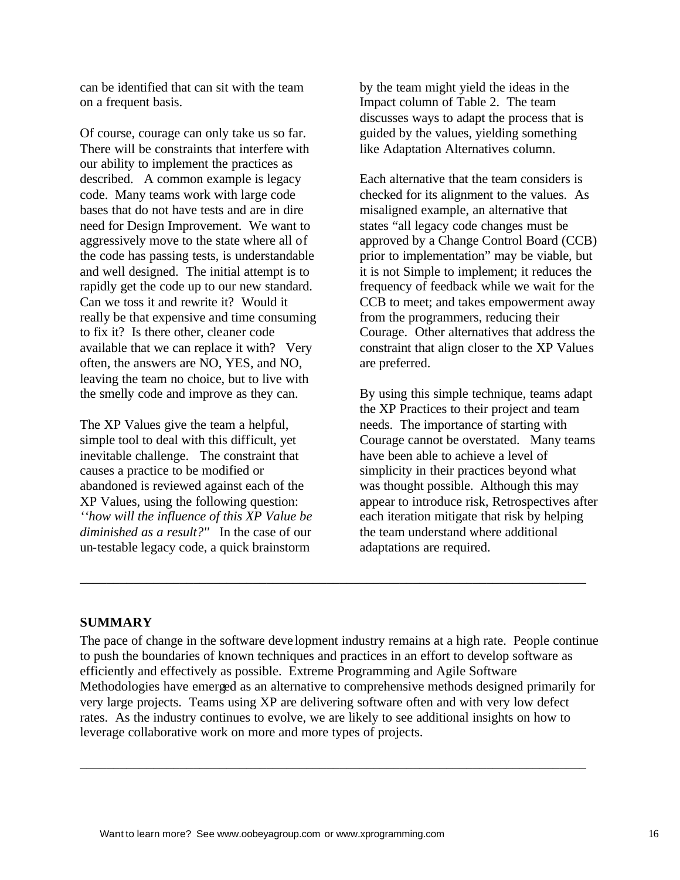can be identified that can sit with the team on a frequent basis.

Of course, courage can only take us so far. There will be constraints that interfere with our ability to implement the practices as described. A common example is legacy code. Many teams work with large code bases that do not have tests and are in dire need for Design Improvement. We want to aggressively move to the state where all of the code has passing tests, is understandable and well designed. The initial attempt is to rapidly get the code up to our new standard. Can we toss it and rewrite it? Would it really be that expensive and time consuming to fix it? Is there other, cleaner code available that we can replace it with? Very often, the answers are NO, YES, and NO, leaving the team no choice, but to live with the smelly code and improve as they can.

The XP Values give the team a helpful, simple tool to deal with this difficult, yet inevitable challenge. The constraint that causes a practice to be modified or abandoned is reviewed against each of the XP Values, using the following question: *''how will the influence of this XP Value be diminished as a result?"* In the case of our un-testable legacy code, a quick brainstorm by the team might yield the ideas in the Impact column of Table 2. The team discusses ways to adapt the process that is guided by the values, yielding something like Adaptation Alternatives column.

Each alternative that the team considers is checked for its alignment to the values. As misaligned example, an alternative that states "all legacy code changes must be approved by a Change Control Board (CCB) prior to implementation" may be viable, but it is not Simple to implement; it reduces the frequency of feedback while we wait for the CCB to meet; and takes empowerment away from the programmers, reducing their Courage. Other alternatives that address the constraint that align closer to the XP Values are preferred.

By using this simple technique, teams adapt the XP Practices to their project and team needs. The importance of starting with Courage cannot be overstated. Many teams have been able to achieve a level of simplicity in their practices beyond what was thought possible. Although this may appear to introduce risk, Retrospectives after each iteration mitigate that risk by helping the team understand where additional adaptations are required.

---

## SUMMARY

The pace of change in the software development industry remains at a high rate. People continue to push the boundaries of known techniques and practices in an effort to develop software as efficiently and effectively as possible. Extreme Programming and Agile Software Methodologies have emerged as an alternative to comprehensive methods designed primarily for very large projects. Teams using XP are delivering software often and with very low defect rates. As the industry continues to evolve, we are likely to see additional insights on how to leverage collaborative work on more and more types of projects.

---

Want to learn more? See www.oobeyagroup.com or www.xprogramming.com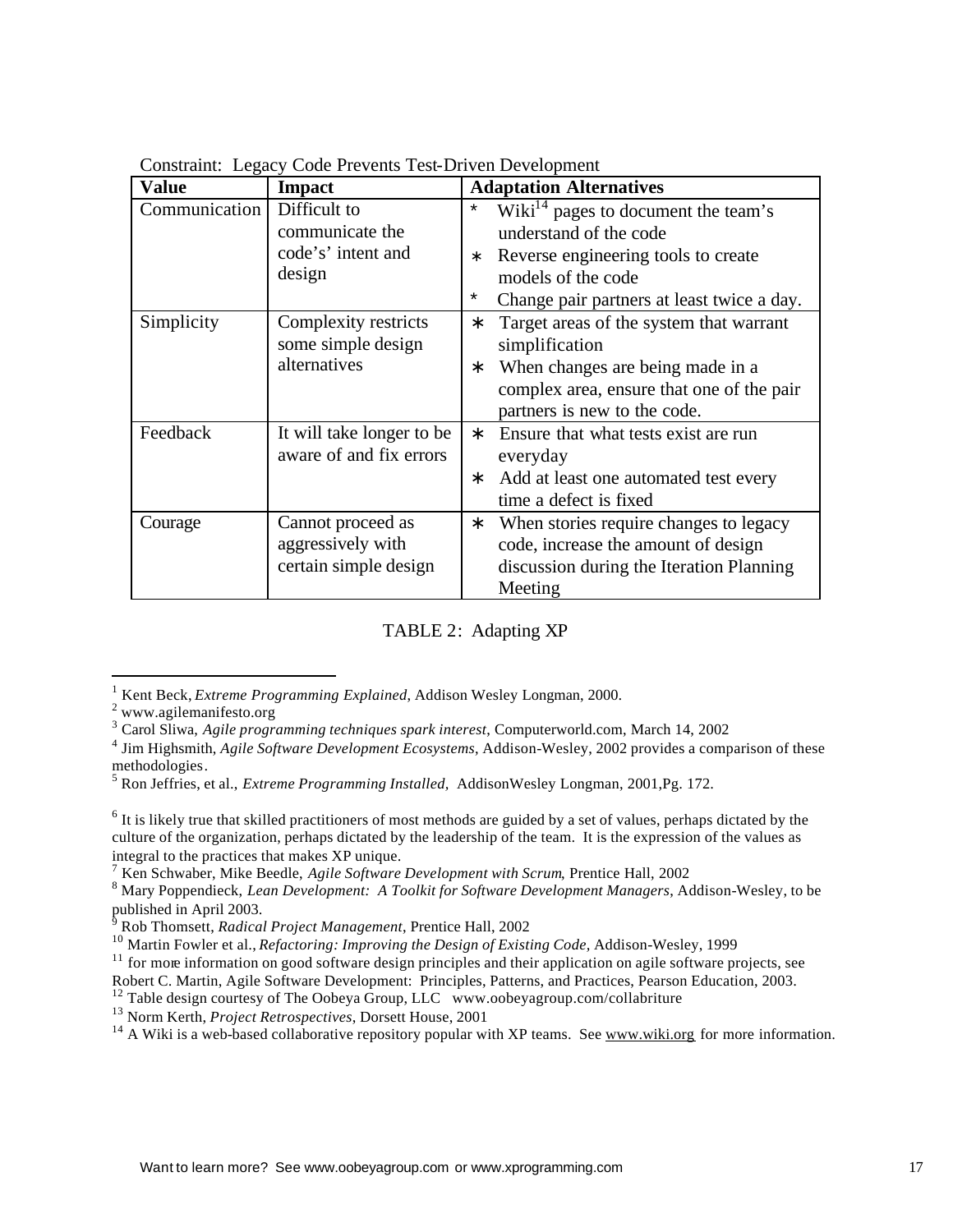Constraint: Legacy Code Prevents Test-Driven Development

| Value | Impact | Adaptation Alternatives |
|---|---|---|
| Communication | Difficult to communicate the code's' intent and design | * Wiki[14] pages to document the team's understand of the code<br>* Reverse engineering tools to create models of the code<br>* Change pair partners at least twice a day. |
| Simplicity | Complexity restricts some simple design alternatives | * Target areas of the system that warrant simplification<br>* When changes are being made in a complex area, ensure that one of the pair partners is new to the code. |
| Feedback | It will take longer to be aware of and fix errors | * Ensure that what tests exist are run everyday<br>* Add at least one automated test every time a defect is fixed |
| Courage | Cannot proceed as aggressively with certain simple design | * When stories require changes to legacy code, increase the amount of design discussion during the Iteration Planning Meeting |

TABLE 2: Adapting XP

---

[1] Kent Beck, *Extreme Programming Explained*, Addison Wesley Longman, 2000.

[2] www.agilemanifesto.org

[3] Carol Sliwa, *Agile programming techniques spark interest*, Computerworld.com, March 14, 2002

[4] Jim Highsmith, *Agile Software Development Ecosystems*, Addison-Wesley, 2002 provides a comparison of these methodologies.

[5] Ron Jeffries, et al., *Extreme Programming Installed,* AddisonWesley Longman, 2001,Pg. 172.

[6] It is likely true that skilled practitioners of most methods are guided by a set of values, perhaps dictated by the culture of the organization, perhaps dictated by the leadership of the team. It is the expression of the values as integral to the practices that makes XP unique.

[7] Ken Schwaber, Mike Beedle, *Agile Software Development with Scrum*, Prentice Hall, 2002

[8] Mary Poppendieck, *Lean Development: A Toolkit for Software Development Managers*, Addison-Wesley, to be published in April 2003.

[9] Rob Thomsett, *Radical Project Management*, Prentice Hall, 2002

[10] Martin Fowler et al., *Refactoring: Improving the Design of Existing Code*, Addison-Wesley, 1999

[11] for more information on good software design principles and their application on agile software projects, see Robert C. Martin, Agile Software Development: Principles, Patterns, and Practices, Pearson Education, 2003.

[12] Table design courtesy of The Oobeya Group, LLC www.oobeyagroup.com/collabriture

[13] Norm Kerth, *Project Retrospectives*, Dorsett House, 2001

[14] A Wiki is a web-based collaborative repository popular with XP teams. See www.wiki.org for more information.

Want to learn more? See www.oobeyagroup.com or www.xprogramming.com